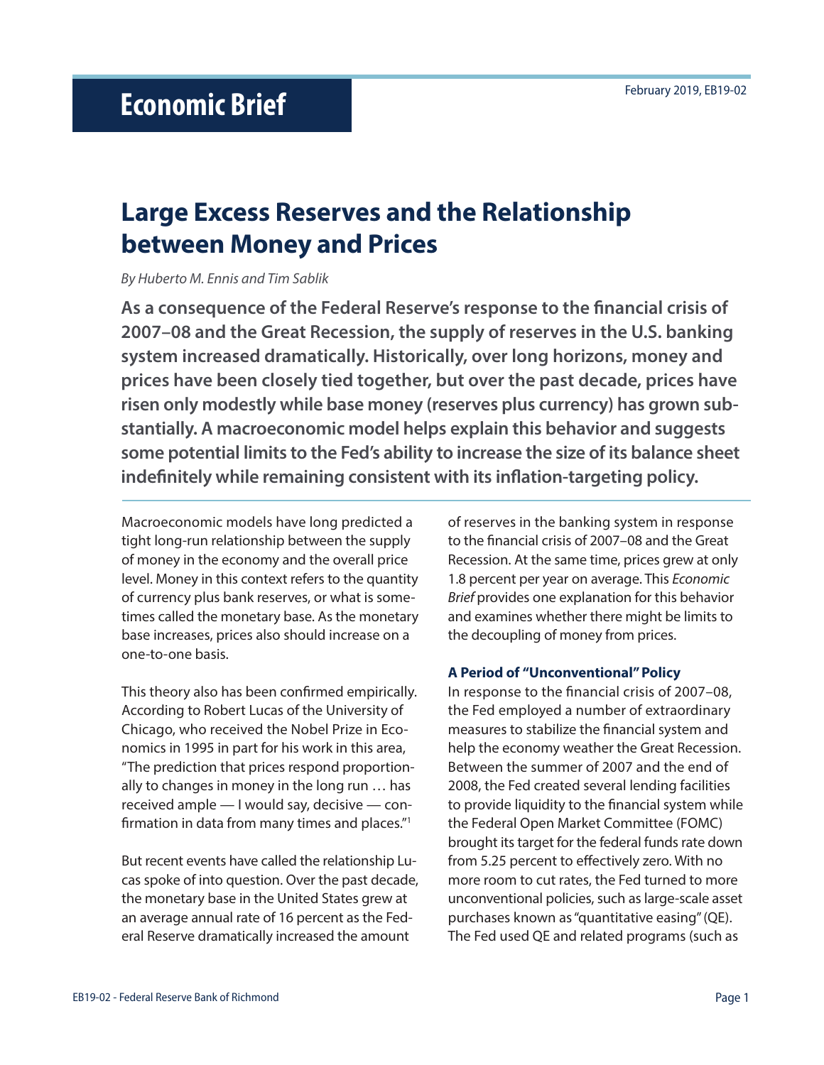# Economic Brief

February 2019, EB19-02

## Large Excess Reserves and the Relationship between Money and Prices

*By Huberto M. Ennis and Tim Sablik*

**As a consequence of the Federal Reserve's response to the financial crisis of 2007–08 and the Great Recession, the supply of reserves in the U.S. banking system increased dramatically. Historically, over long horizons, money and prices have been closely tied together, but over the past decade, prices have risen only modestly while base money (reserves plus currency) has grown substantially. A macroeconomic model helps explain this behavior and suggests some potential limits to the Fed's ability to increase the size of its balance sheet indefinitely while remaining consistent with its inflation-targeting policy.**

Macroeconomic models have long predicted a tight long-run relationship between the supply of money in the economy and the overall price level. Money in this context refers to the quantity of currency plus bank reserves, or what is sometimes called the monetary base. As the monetary base increases, prices also should increase on a one-to-one basis.

This theory also has been confirmed empirically. According to Robert Lucas of the University of Chicago, who received the Nobel Prize in Economics in 1995 in part for his work in this area, "The prediction that prices respond proportionally to changes in money in the long run … has received ample — I would say, decisive — confirmation in data from many times and places."[1]

But recent events have called the relationship Lucas spoke of into question. Over the past decade, the monetary base in the United States grew at an average annual rate of 16 percent as the Federal Reserve dramatically increased the amount of reserves in the banking system in response to the financial crisis of 2007–08 and the Great Recession. At the same time, prices grew at only 1.8 percent per year on average. This *Economic Brief* provides one explanation for this behavior and examines whether there might be limits to the decoupling of money from prices.

### A Period of "Unconventional" Policy

In response to the financial crisis of 2007–08, the Fed employed a number of extraordinary measures to stabilize the financial system and help the economy weather the Great Recession. Between the summer of 2007 and the end of 2008, the Fed created several lending facilities to provide liquidity to the financial system while the Federal Open Market Committee (FOMC) brought its target for the federal funds rate down from 5.25 percent to effectively zero. With no more room to cut rates, the Fed turned to more unconventional policies, such as large-scale asset purchases known as "quantitative easing" (QE). The Fed used QE and related programs (such as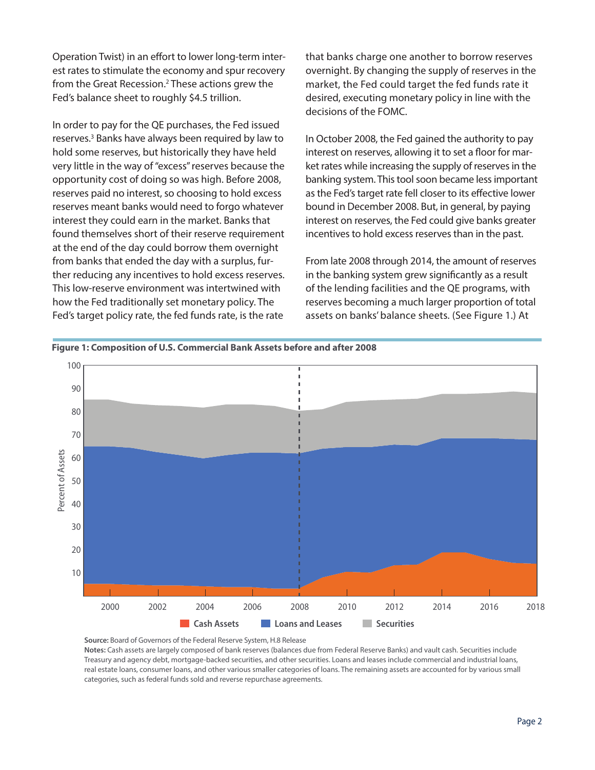Operation Twist) in an effort to lower long-term interest rates to stimulate the economy and spur recovery from the Great Recession.[2] These actions grew the Fed's balance sheet to roughly $4.5 trillion.

In order to pay for the QE purchases, the Fed issued reserves.[3] Banks have always been required by law to hold some reserves, but historically they have held very little in the way of "excess" reserves because the opportunity cost of doing so was high. Before 2008, reserves paid no interest, so choosing to hold excess reserves meant banks would need to forgo whatever interest they could earn in the market. Banks that found themselves short of their reserve requirement at the end of the day could borrow them overnight from banks that ended the day with a surplus, further reducing any incentives to hold excess reserves. This low-reserve environment was intertwined with how the Fed traditionally set monetary policy. The Fed's target policy rate, the fed funds rate, is the rate that banks charge one another to borrow reserves overnight. By changing the supply of reserves in the market, the Fed could target the fed funds rate it desired, executing monetary policy in line with the decisions of the FOMC.

In October 2008, the Fed gained the authority to pay interest on reserves, allowing it to set a floor for market rates while increasing the supply of reserves in the banking system. This tool soon became less important as the Fed's target rate fell closer to its effective lower bound in December 2008. But, in general, by paying interest on reserves, the Fed could give banks greater incentives to hold excess reserves than in the past.

From late 2008 through 2014, the amount of reserves in the banking system grew significantly as a result of the lending facilities and the QE programs, with reserves becoming a much larger proportion of total assets on banks' balance sheets. (See Figure 1.) At

**Figure 1: Composition of U.S. Commercial Bank Assets before and after 2008**

**Source:** Board of Governors of the Federal Reserve System, H.8 Release

**Notes:** Cash assets are largely composed of bank reserves (balances due from Federal Reserve Banks) and vault cash. Securities include Treasury and agency debt, mortgage-backed securities, and other securities. Loans and leases include commercial and industrial loans, real estate loans, consumer loans, and other various smaller categories of loans. The remaining assets are accounted for by various small categories, such as federal funds sold and reverse repurchase agreements.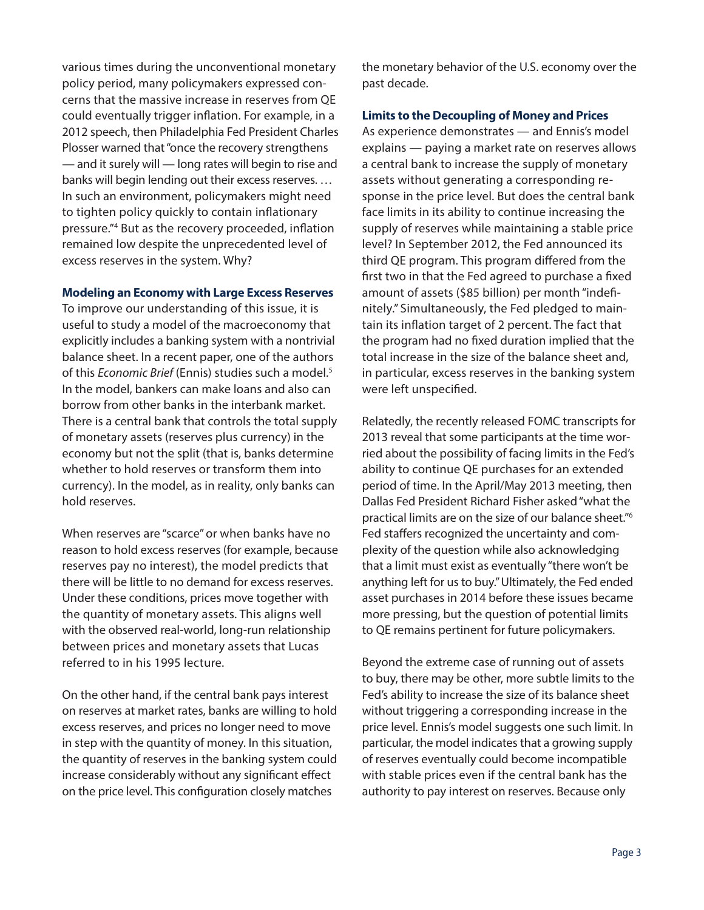various times during the unconventional monetary policy period, many policymakers expressed concerns that the massive increase in reserves from QE could eventually trigger inflation. For example, in a 2012 speech, then Philadelphia Fed President Charles Plosser warned that "once the recovery strengthens — and it surely will — long rates will begin to rise and banks will begin lending out their excess reserves. … In such an environment, policymakers might need to tighten policy quickly to contain inflationary pressure."[4] But as the recovery proceeded, inflation remained low despite the unprecedented level of excess reserves in the system. Why?

**Modeling an Economy with Large Excess Reserves**

To improve our understanding of this issue, it is useful to study a model of the macroeconomy that explicitly includes a banking system with a nontrivial balance sheet. In a recent paper, one of the authors of this *Economic Brief* (Ennis) studies such a model.[5] In the model, bankers can make loans and also can borrow from other banks in the interbank market. There is a central bank that controls the total supply of monetary assets (reserves plus currency) in the economy but not the split (that is, banks determine whether to hold reserves or transform them into currency). In the model, as in reality, only banks can hold reserves.

When reserves are "scarce" or when banks have no reason to hold excess reserves (for example, because reserves pay no interest), the model predicts that there will be little to no demand for excess reserves. Under these conditions, prices move together with the quantity of monetary assets. This aligns well with the observed real-world, long-run relationship between prices and monetary assets that Lucas referred to in his 1995 lecture.

On the other hand, if the central bank pays interest on reserves at market rates, banks are willing to hold excess reserves, and prices no longer need to move in step with the quantity of money. In this situation, the quantity of reserves in the banking system could increase considerably without any significant effect on the price level. This configuration closely matches the monetary behavior of the U.S. economy over the past decade.

**Limits to the Decoupling of Money and Prices**

As experience demonstrates — and Ennis's model explains — paying a market rate on reserves allows a central bank to increase the supply of monetary assets without generating a corresponding response in the price level. But does the central bank face limits in its ability to continue increasing the supply of reserves while maintaining a stable price level? In September 2012, the Fed announced its third QE program. This program differed from the first two in that the Fed agreed to purchase a fixed amount of assets ($85 billion) per month "indefinitely." Simultaneously, the Fed pledged to maintain its inflation target of 2 percent. The fact that the program had no fixed duration implied that the total increase in the size of the balance sheet and, in particular, excess reserves in the banking system were left unspecified.

Relatedly, the recently released FOMC transcripts for 2013 reveal that some participants at the time worried about the possibility of facing limits in the Fed's ability to continue QE purchases for an extended period of time. In the April/May 2013 meeting, then Dallas Fed President Richard Fisher asked "what the practical limits are on the size of our balance sheet."[6] Fed staffers recognized the uncertainty and complexity of the question while also acknowledging that a limit must exist as eventually "there won't be anything left for us to buy." Ultimately, the Fed ended asset purchases in 2014 before these issues became more pressing, but the question of potential limits to QE remains pertinent for future policymakers.

Beyond the extreme case of running out of assets to buy, there may be other, more subtle limits to the Fed's ability to increase the size of its balance sheet without triggering a corresponding increase in the price level. Ennis's model suggests one such limit. In particular, the model indicates that a growing supply of reserves eventually could become incompatible with stable prices even if the central bank has the authority to pay interest on reserves. Because only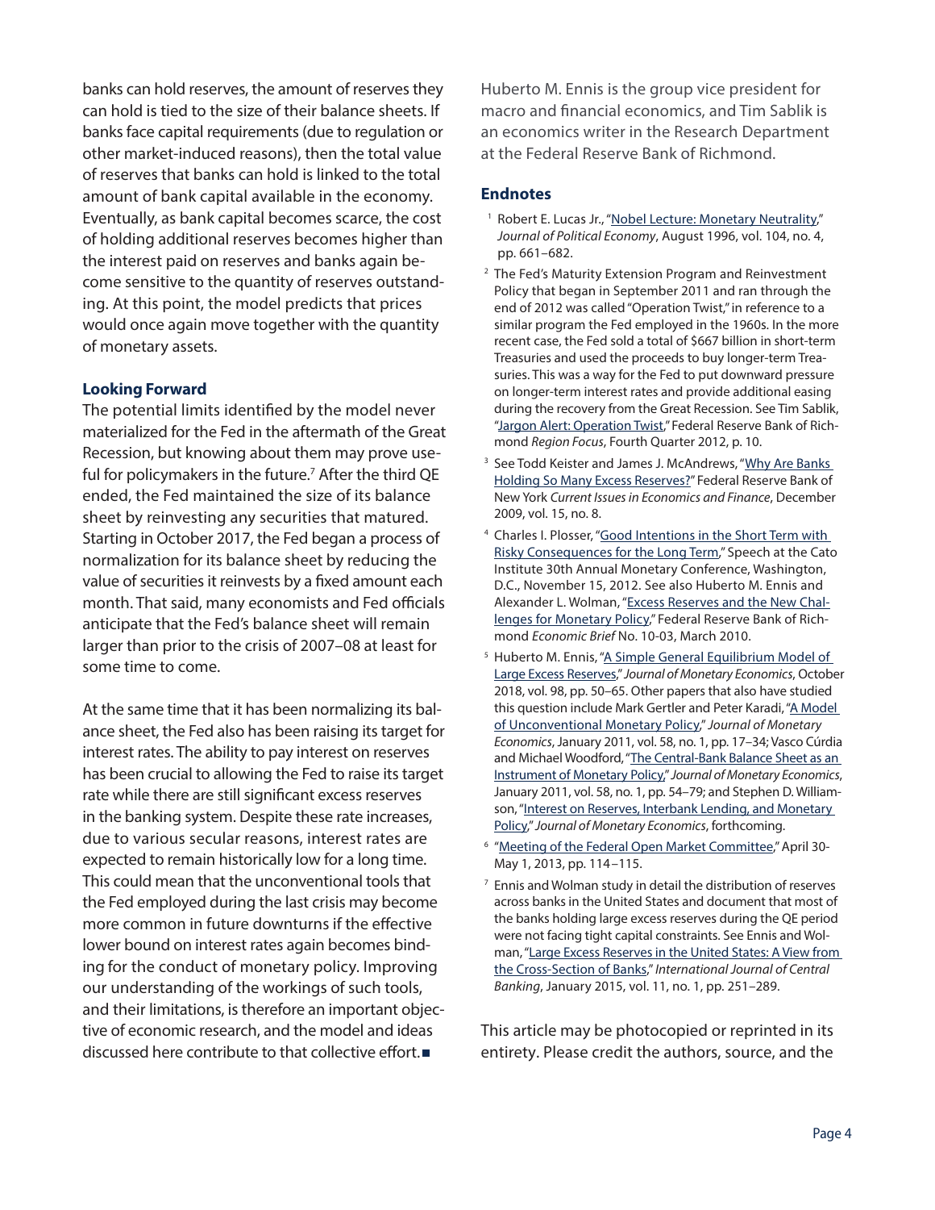banks can hold reserves, the amount of reserves they can hold is tied to the size of their balance sheets. If banks face capital requirements (due to regulation or other market-induced reasons), then the total value of reserves that banks can hold is linked to the total amount of bank capital available in the economy. Eventually, as bank capital becomes scarce, the cost of holding additional reserves becomes higher than the interest paid on reserves and banks again become sensitive to the quantity of reserves outstanding. At this point, the model predicts that prices would once again move together with the quantity of monetary assets.

### Looking Forward

The potential limits identified by the model never materialized for the Fed in the aftermath of the Great Recession, but knowing about them may prove useful for policymakers in the future.[7] After the third QE ended, the Fed maintained the size of its balance sheet by reinvesting any securities that matured. Starting in October 2017, the Fed began a process of normalization for its balance sheet by reducing the value of securities it reinvests by a fixed amount each month. That said, many economists and Fed officials anticipate that the Fed's balance sheet will remain larger than prior to the crisis of 2007–08 at least for some time to come.

At the same time that it has been normalizing its balance sheet, the Fed also has been raising its target for interest rates. The ability to pay interest on reserves has been crucial to allowing the Fed to raise its target rate while there are still significant excess reserves in the banking system. Despite these rate increases, due to various secular reasons, interest rates are expected to remain historically low for a long time. This could mean that the unconventional tools that the Fed employed during the last crisis may become more common in future downturns if the effective lower bound on interest rates again becomes binding for the conduct of monetary policy. Improving our understanding of the workings of such tools, and their limitations, is therefore an important objective of economic research, and the model and ideas discussed here contribute to that collective effort. ■

Huberto M. Ennis is the group vice president for macro and financial economics, and Tim Sablik is an economics writer in the Research Department at the Federal Reserve Bank of Richmond.

### Endnotes

1. Robert E. Lucas Jr., "Nobel Lecture: Monetary Neutrality," *Journal of Political Economy*, August 1996, vol. 104, no. 4, pp. 661–682.
2. The Fed's Maturity Extension Program and Reinvestment Policy that began in September 2011 and ran through the end of 2012 was called "Operation Twist," in reference to a similar program the Fed employed in the 1960s. In the more recent case, the Fed sold a total of $667 billion in short-term Treasuries and used the proceeds to buy longer-term Treasuries. This was a way for the Fed to put downward pressure on longer-term interest rates and provide additional easing during the recovery from the Great Recession. See Tim Sablik, "Jargon Alert: Operation Twist," Federal Reserve Bank of Richmond *Region Focus*, Fourth Quarter 2012, p. 10.
3. See Todd Keister and James J. McAndrews, "Why Are Banks Holding So Many Excess Reserves?" Federal Reserve Bank of New York *Current Issues in Economics and Finance*, December 2009, vol. 15, no. 8.
4. Charles I. Plosser, "Good Intentions in the Short Term with Risky Consequences for the Long Term," Speech at the Cato Institute 30th Annual Monetary Conference, Washington, D.C., November 15, 2012. See also Huberto M. Ennis and Alexander L. Wolman, "Excess Reserves and the New Challenges for Monetary Policy," Federal Reserve Bank of Richmond *Economic Brief* No. 10-03, March 2010.
5. Huberto M. Ennis, "A Simple General Equilibrium Model of Large Excess Reserves," *Journal of Monetary Economics*, October 2018, vol. 98, pp. 50–65. Other papers that also have studied this question include Mark Gertler and Peter Karadi, "A Model of Unconventional Monetary Policy," *Journal of Monetary Economics*, January 2011, vol. 58, no. 1, pp. 17–34; Vasco Cúrdia and Michael Woodford, "The Central-Bank Balance Sheet as an Instrument of Monetary Policy," *Journal of Monetary Economics*, January 2011, vol. 58, no. 1, pp. 54–79; and Stephen D. Williamson, "Interest on Reserves, Interbank Lending, and Monetary Policy," *Journal of Monetary Economics*, forthcoming.
6. "Meeting of the Federal Open Market Committee," April 30-May 1, 2013, pp. 114–115.
7. Ennis and Wolman study in detail the distribution of reserves across banks in the United States and document that most of the banks holding large excess reserves during the QE period were not facing tight capital constraints. See Ennis and Wolman, "Large Excess Reserves in the United States: A View from the Cross-Section of Banks," *International Journal of Central Banking*, January 2015, vol. 11, no. 1, pp. 251–289.

This article may be photocopied or reprinted in its entirety. Please credit the authors, source, and the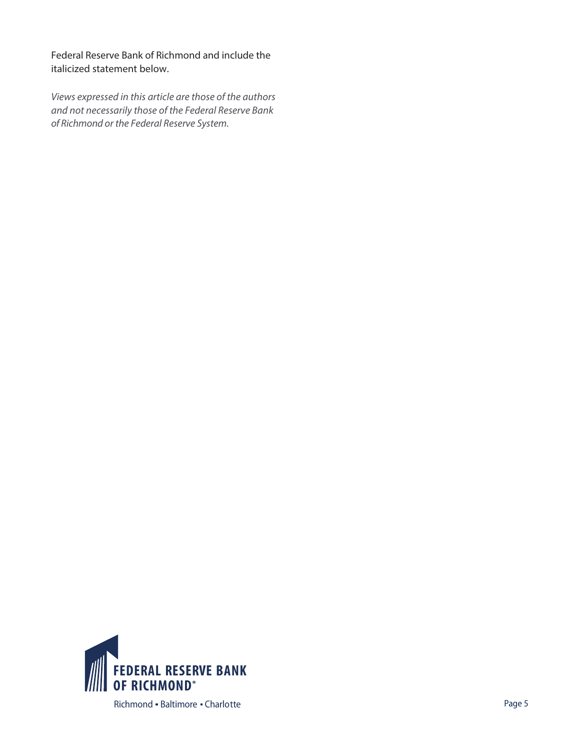Federal Reserve Bank of Richmond and include the italicized statement below.

*Views expressed in this article are those of the authors and not necessarily those of the Federal Reserve Bank of Richmond or the Federal Reserve System.*